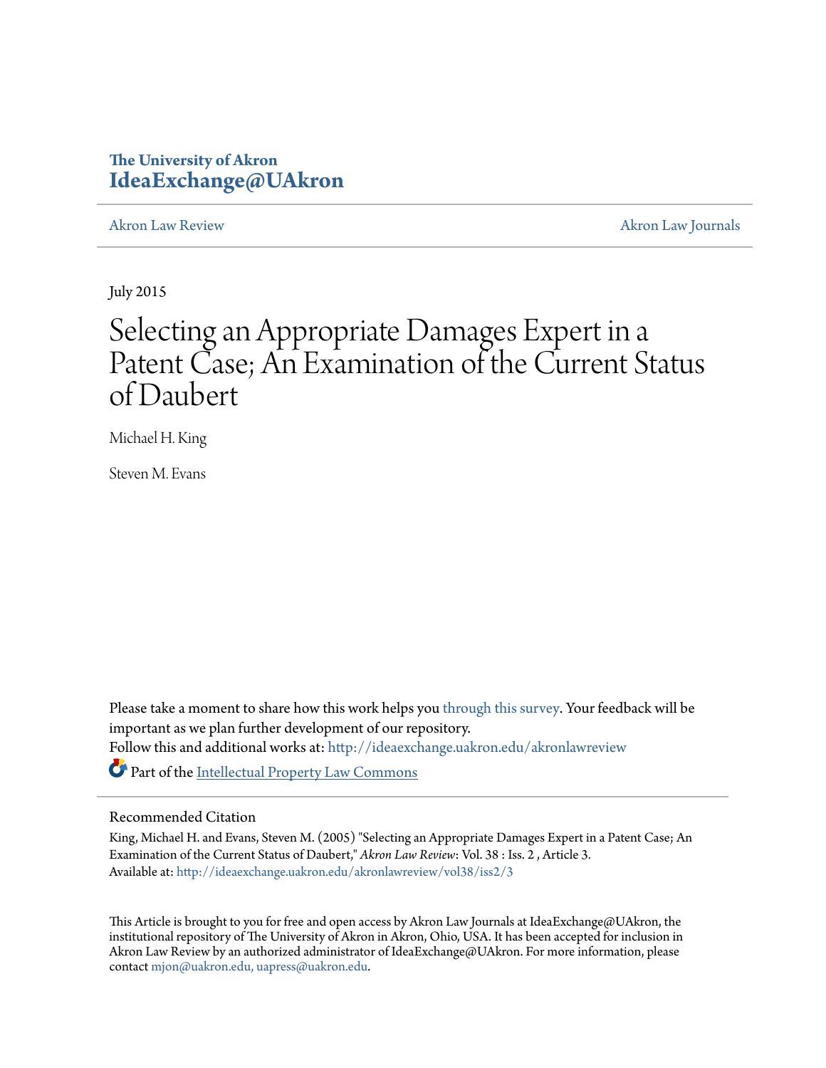The University of Akron
**IdeaExchange@UAkron**

Akron Law Review | Akron Law Journals

July 2015

# Selecting an Appropriate Damages Expert in a Patent Case; An Examination of the Current Status of Daubert

Michael H. King

Steven M. Evans

Please take a moment to share how this work helps you through this survey. Your feedback will be important as we plan further development of our repository.
Follow this and additional works at: http://ideaexchange.uakron.edu/akronlawreview

Part of the Intellectual Property Law Commons

## Recommended Citation

King, Michael H. and Evans, Steven M. (2005) "Selecting an Appropriate Damages Expert in a Patent Case; An Examination of the Current Status of Daubert," *Akron Law Review*: Vol. 38 : Iss. 2 , Article 3.
Available at: http://ideaexchange.uakron.edu/akronlawreview/vol38/iss2/3

This Article is brought to you for free and open access by Akron Law Journals at IdeaExchange@UAkron, the institutional repository of The University of Akron in Akron, Ohio, USA. It has been accepted for inclusion in Akron Law Review by an authorized administrator of IdeaExchange@UAkron. For more information, please contact mjon@uakron.edu, uapress@uakron.edu.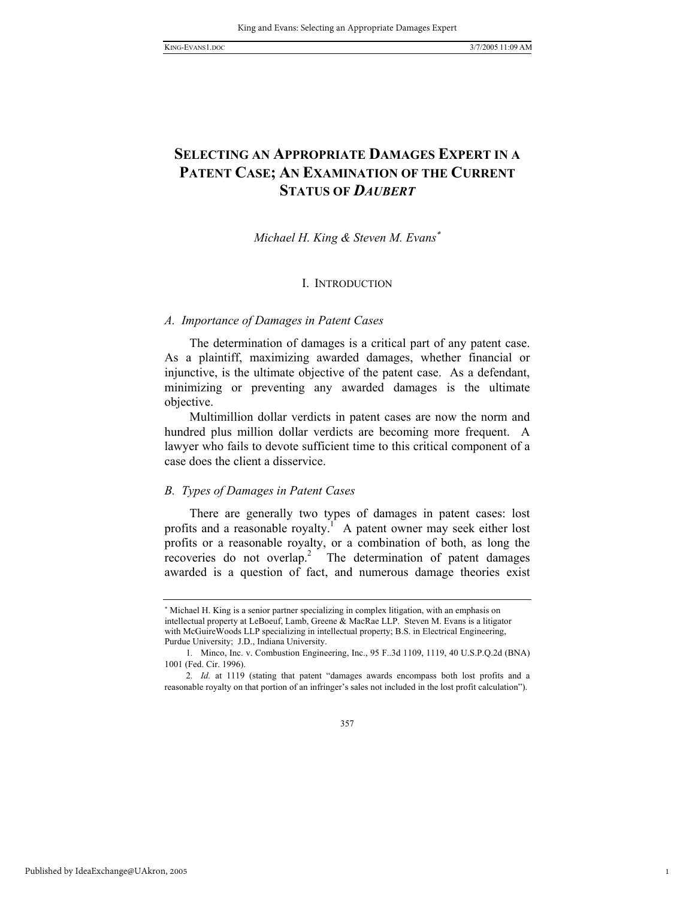# SELECTING AN APPROPRIATE DAMAGES EXPERT IN A PATENT CASE; AN EXAMINATION OF THE CURRENT STATUS OF *DAUBERT*

*Michael H. King & Steven M. Evans*[*]

## I. INTRODUCTION

### *A. Importance of Damages in Patent Cases*

The determination of damages is a critical part of any patent case. As a plaintiff, maximizing awarded damages, whether financial or injunctive, is the ultimate objective of the patent case. As a defendant, minimizing or preventing any awarded damages is the ultimate objective.

Multimillion dollar verdicts in patent cases are now the norm and hundred plus million dollar verdicts are becoming more frequent. A lawyer who fails to devote sufficient time to this critical component of a case does the client a disservice.

### *B. Types of Damages in Patent Cases*

There are generally two types of damages in patent cases: lost profits and a reasonable royalty.[1] A patent owner may seek either lost profits or a reasonable royalty, or a combination of both, as long the recoveries do not overlap.[2] The determination of patent damages awarded is a question of fact, and numerous damage theories exist

---

[*] Michael H. King is a senior partner specializing in complex litigation, with an emphasis on intellectual property at LeBoeuf, Lamb, Greene & MacRae LLP. Steven M. Evans is a litigator with McGuireWoods LLP specializing in intellectual property; B.S. in Electrical Engineering, Purdue University; J.D., Indiana University.

1. Minco, Inc. v. Combustion Engineering, Inc., 95 F..3d 1109, 1119, 40 U.S.P.Q.2d (BNA) 1001 (Fed. Cir. 1996).

2. *Id.* at 1119 (stating that patent "damages awards encompass both lost profits and a reasonable royalty on that portion of an infringer's sales not included in the lost profit calculation").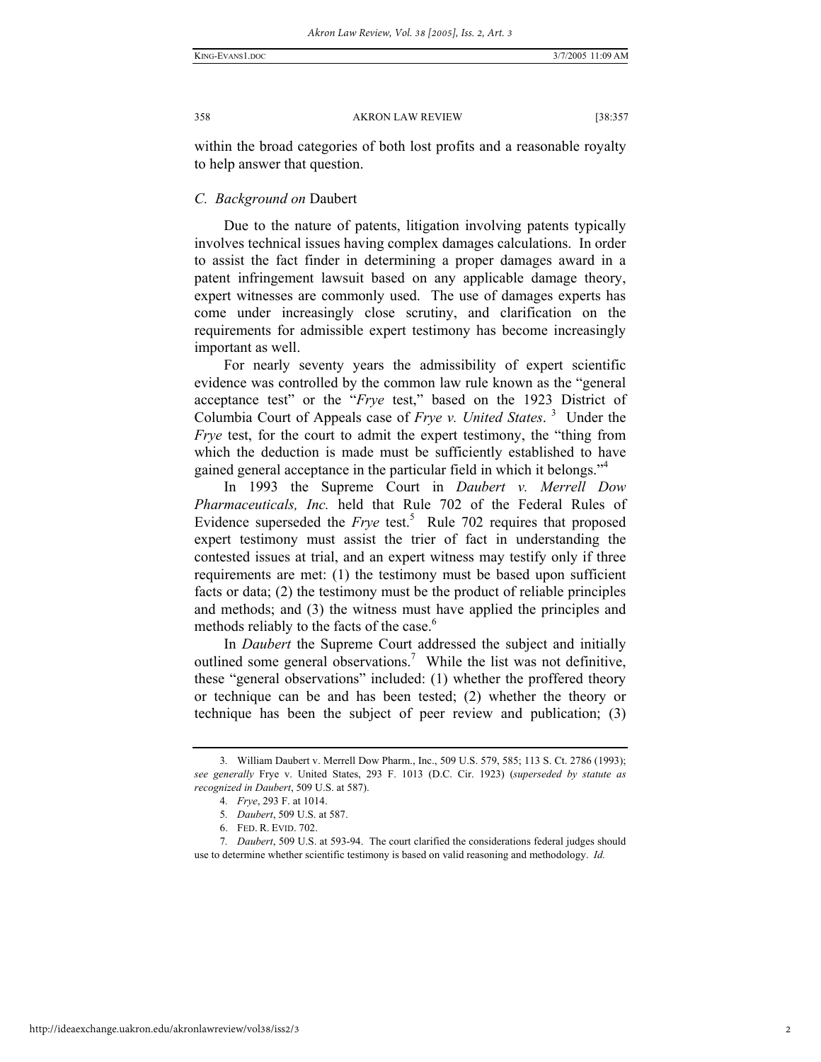within the broad categories of both lost profits and a reasonable royalty to help answer that question.

### *C. Background on* Daubert

Due to the nature of patents, litigation involving patents typically involves technical issues having complex damages calculations. In order to assist the fact finder in determining a proper damages award in a patent infringement lawsuit based on any applicable damage theory, expert witnesses are commonly used. The use of damages experts has come under increasingly close scrutiny, and clarification on the requirements for admissible expert testimony has become increasingly important as well.

For nearly seventy years the admissibility of expert scientific evidence was controlled by the common law rule known as the "general acceptance test" or the "*Frye* test," based on the 1923 District of Columbia Court of Appeals case of *Frye v. United States*.[3] Under the *Frye* test, for the court to admit the expert testimony, the "thing from which the deduction is made must be sufficiently established to have gained general acceptance in the particular field in which it belongs."[4]

In 1993 the Supreme Court in *Daubert v. Merrell Dow Pharmaceuticals, Inc.* held that Rule 702 of the Federal Rules of Evidence superseded the *Frye* test.[5] Rule 702 requires that proposed expert testimony must assist the trier of fact in understanding the contested issues at trial, and an expert witness may testify only if three requirements are met: (1) the testimony must be based upon sufficient facts or data; (2) the testimony must be the product of reliable principles and methods; and (3) the witness must have applied the principles and methods reliably to the facts of the case.[6]

In *Daubert* the Supreme Court addressed the subject and initially outlined some general observations.[7] While the list was not definitive, these "general observations" included: (1) whether the proffered theory or technique can be and has been tested; (2) whether the theory or technique has been the subject of peer review and publication; (3)

---

3. William Daubert v. Merrell Dow Pharm., Inc., 509 U.S. 579, 585; 113 S. Ct. 2786 (1993); *see generally* Frye v. United States, 293 F. 1013 (D.C. Cir. 1923) (*superseded by statute as recognized in Daubert*, 509 U.S. at 587).

4. *Frye*, 293 F. at 1014.

5. *Daubert*, 509 U.S. at 587.

6. FED. R. EVID. 702.

7. *Daubert*, 509 U.S. at 593-94. The court clarified the considerations federal judges should use to determine whether scientific testimony is based on valid reasoning and methodology. *Id.*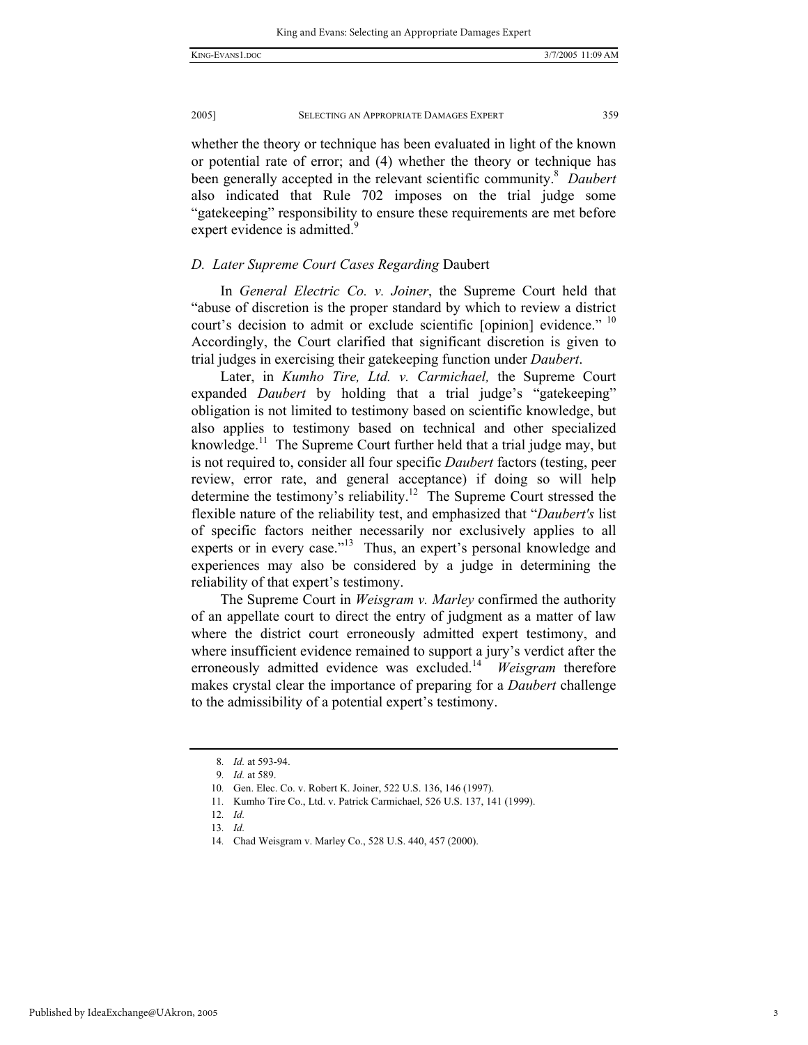whether the theory or technique has been evaluated in light of the known or potential rate of error; and (4) whether the theory or technique has been generally accepted in the relevant scientific community.[8] *Daubert* also indicated that Rule 702 imposes on the trial judge some "gatekeeping" responsibility to ensure these requirements are met before expert evidence is admitted.[9]

### *D. Later Supreme Court Cases Regarding* Daubert

In *General Electric Co. v. Joiner*, the Supreme Court held that "abuse of discretion is the proper standard by which to review a district court's decision to admit or exclude scientific [opinion] evidence."[10] Accordingly, the Court clarified that significant discretion is given to trial judges in exercising their gatekeeping function under *Daubert*.

Later, in *Kumho Tire, Ltd. v. Carmichael,* the Supreme Court expanded *Daubert* by holding that a trial judge's "gatekeeping" obligation is not limited to testimony based on scientific knowledge, but also applies to testimony based on technical and other specialized knowledge.[11] The Supreme Court further held that a trial judge may, but is not required to, consider all four specific *Daubert* factors (testing, peer review, error rate, and general acceptance) if doing so will help determine the testimony's reliability.[12] The Supreme Court stressed the flexible nature of the reliability test, and emphasized that "*Daubert's* list of specific factors neither necessarily nor exclusively applies to all experts or in every case."[13] Thus, an expert's personal knowledge and experiences may also be considered by a judge in determining the reliability of that expert's testimony.

The Supreme Court in *Weisgram v. Marley* confirmed the authority of an appellate court to direct the entry of judgment as a matter of law where the district court erroneously admitted expert testimony, and where insufficient evidence remained to support a jury's verdict after the erroneously admitted evidence was excluded.[14] *Weisgram* therefore makes crystal clear the importance of preparing for a *Daubert* challenge to the admissibility of a potential expert's testimony.

---

8. *Id.* at 593-94.
9. *Id.* at 589.
10. Gen. Elec. Co. v. Robert K. Joiner, 522 U.S. 136, 146 (1997).
11. Kumho Tire Co., Ltd. v. Patrick Carmichael, 526 U.S. 137, 141 (1999).
12. *Id.*
13. *Id.*
14. Chad Weisgram v. Marley Co., 528 U.S. 440, 457 (2000).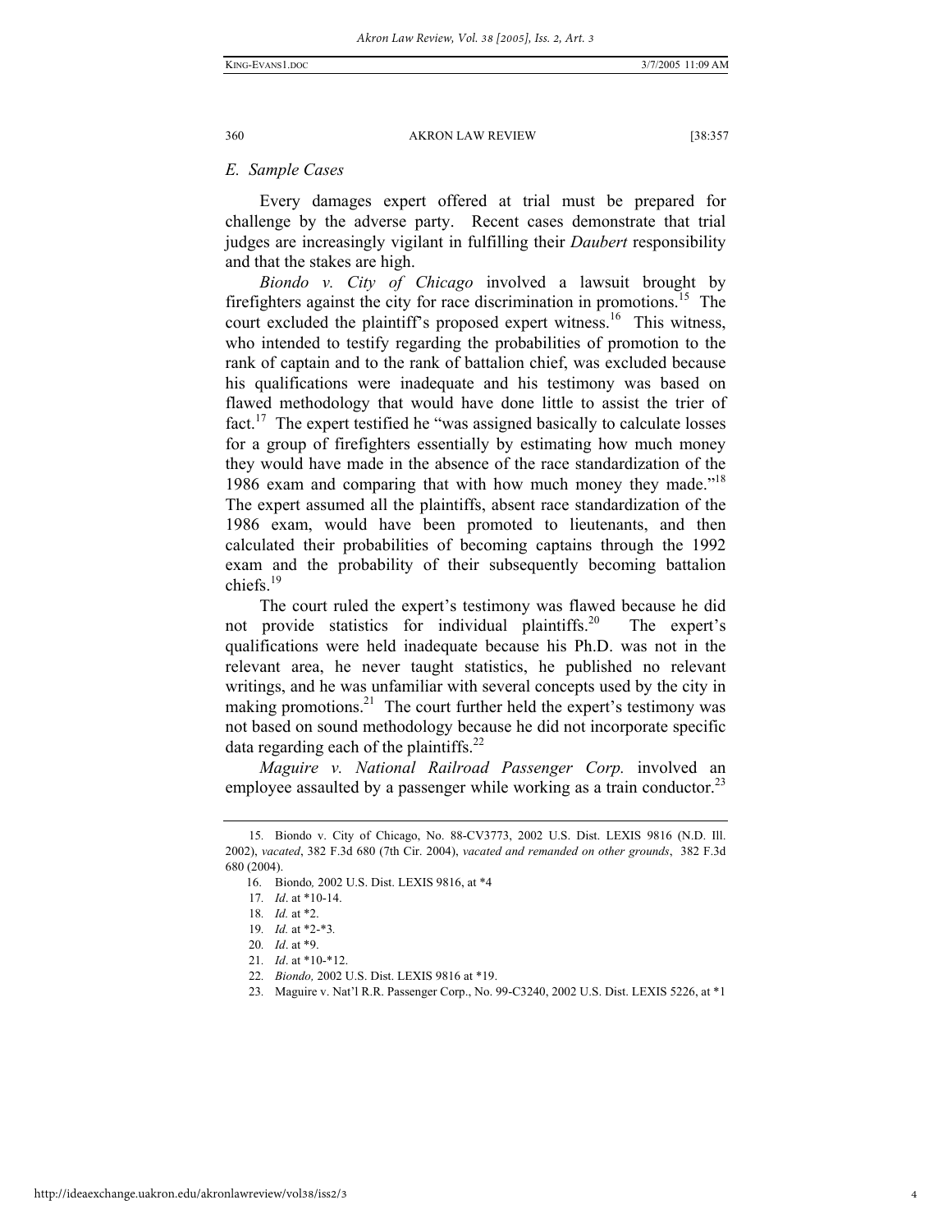### *E. Sample Cases*

Every damages expert offered at trial must be prepared for challenge by the adverse party. Recent cases demonstrate that trial judges are increasingly vigilant in fulfilling their *Daubert* responsibility and that the stakes are high.

*Biondo v. City of Chicago* involved a lawsuit brought by firefighters against the city for race discrimination in promotions.[15] The court excluded the plaintiff's proposed expert witness.[16] This witness, who intended to testify regarding the probabilities of promotion to the rank of captain and to the rank of battalion chief, was excluded because his qualifications were inadequate and his testimony was based on flawed methodology that would have done little to assist the trier of fact.[17] The expert testified he "was assigned basically to calculate losses for a group of firefighters essentially by estimating how much money they would have made in the absence of the race standardization of the 1986 exam and comparing that with how much money they made."[18] The expert assumed all the plaintiffs, absent race standardization of the 1986 exam, would have been promoted to lieutenants, and then calculated their probabilities of becoming captains through the 1992 exam and the probability of their subsequently becoming battalion chiefs.[19]

The court ruled the expert's testimony was flawed because he did not provide statistics for individual plaintiffs.[20] The expert's qualifications were held inadequate because his Ph.D. was not in the relevant area, he never taught statistics, he published no relevant writings, and he was unfamiliar with several concepts used by the city in making promotions.[21] The court further held the expert's testimony was not based on sound methodology because he did not incorporate specific data regarding each of the plaintiffs.[22]

*Maguire v. National Railroad Passenger Corp.* involved an employee assaulted by a passenger while working as a train conductor.[23]

---

15. Biondo v. City of Chicago, No. 88-CV3773, 2002 U.S. Dist. LEXIS 9816 (N.D. Ill. 2002), *vacated*, 382 F.3d 680 (7th Cir. 2004), *vacated and remanded on other grounds*, 382 F.3d 680 (2004).

16. Biondo*,* 2002 U.S. Dist. LEXIS 9816, at *4

17. *Id*. at *10-14.

18. *Id.* at *2.

19. *Id.* at *2-*3.

20. *Id*. at *9.

21. *Id*. at *10-*12.

22. *Biondo,* 2002 U.S. Dist. LEXIS 9816 at *19.

23. Maguire v. Nat'l R.R. Passenger Corp., No. 99-C3240, 2002 U.S. Dist. LEXIS 5226, at *1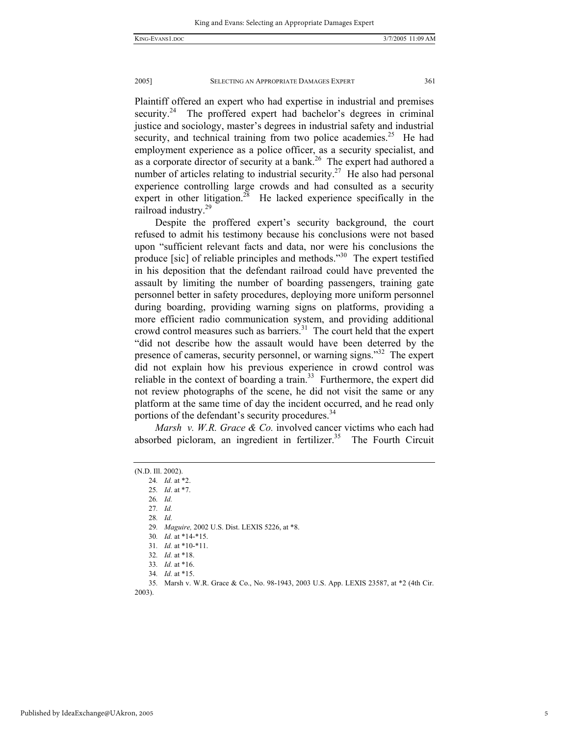Plaintiff offered an expert who had expertise in industrial and premises security.[24] The proffered expert had bachelor's degrees in criminal justice and sociology, master's degrees in industrial safety and industrial security, and technical training from two police academies.[25] He had employment experience as a police officer, as a security specialist, and as a corporate director of security at a bank.[26] The expert had authored a number of articles relating to industrial security.[27] He also had personal experience controlling large crowds and had consulted as a security expert in other litigation.[28] He lacked experience specifically in the railroad industry.[29]

Despite the proffered expert's security background, the court refused to admit his testimony because his conclusions were not based upon "sufficient relevant facts and data, nor were his conclusions the produce [sic] of reliable principles and methods."[30] The expert testified in his deposition that the defendant railroad could have prevented the assault by limiting the number of boarding passengers, training gate personnel better in safety procedures, deploying more uniform personnel during boarding, providing warning signs on platforms, providing a more efficient radio communication system, and providing additional crowd control measures such as barriers.[31] The court held that the expert "did not describe how the assault would have been deterred by the presence of cameras, security personnel, or warning signs."[32] The expert did not explain how his previous experience in crowd control was reliable in the context of boarding a train.[33] Furthermore, the expert did not review photographs of the scene, he did not visit the same or any platform at the same time of day the incident occurred, and he read only portions of the defendant's security procedures.[34]

*Marsh v. W.R. Grace & Co.* involved cancer victims who each had absorbed picloram, an ingredient in fertilizer.[35] The Fourth Circuit

---

(N.D. Ill. 2002).

24. *Id.* at *2.

25. *Id*. at *7.

26. *Id.*

27. *Id.*

28. *Id.*

29. *Maguire,* 2002 U.S. Dist. LEXIS 5226, at *8.

30. *Id.* at *14-*15.

31. *Id.* at *10-*11.

32. *Id.* at *18.

33. *Id.* at *16.

34. *Id.* at *15.

35. Marsh v. W.R. Grace & Co., No. 98-1943, 2003 U.S. App. LEXIS 23587, at *2 (4th Cir. 2003).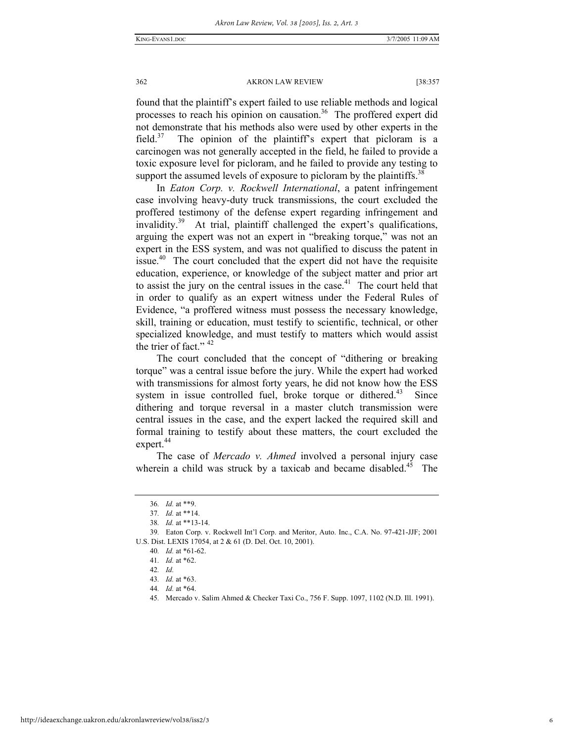found that the plaintiff's expert failed to use reliable methods and logical processes to reach his opinion on causation.[36] The proffered expert did not demonstrate that his methods also were used by other experts in the field.[37] The opinion of the plaintiff's expert that picloram is a carcinogen was not generally accepted in the field, he failed to provide a toxic exposure level for picloram, and he failed to provide any testing to support the assumed levels of exposure to picloram by the plaintiffs.[38]

In *Eaton Corp. v. Rockwell International*, a patent infringement case involving heavy-duty truck transmissions, the court excluded the proffered testimony of the defense expert regarding infringement and invalidity.[39] At trial, plaintiff challenged the expert's qualifications, arguing the expert was not an expert in "breaking torque," was not an expert in the ESS system, and was not qualified to discuss the patent in issue.[40] The court concluded that the expert did not have the requisite education, experience, or knowledge of the subject matter and prior art to assist the jury on the central issues in the case.[41] The court held that in order to qualify as an expert witness under the Federal Rules of Evidence, "a proffered witness must possess the necessary knowledge, skill, training or education, must testify to scientific, technical, or other specialized knowledge, and must testify to matters which would assist the trier of fact." [42]

The court concluded that the concept of "dithering or breaking torque" was a central issue before the jury. While the expert had worked with transmissions for almost forty years, he did not know how the ESS system in issue controlled fuel, broke torque or dithered.[43] Since dithering and torque reversal in a master clutch transmission were central issues in the case, and the expert lacked the required skill and formal training to testify about these matters, the court excluded the expert.[44]

The case of *Mercado v. Ahmed* involved a personal injury case wherein a child was struck by a taxicab and became disabled.[45] The

---

36. *Id.* at **9.

37. *Id.* at **14.

38. *Id.* at **13-14.

39. Eaton Corp. v. Rockwell Int'l Corp. and Meritor, Auto. Inc., C.A. No. 97-421-JJF; 2001 U.S. Dist. LEXIS 17054, at 2 & 61 (D. Del. Oct. 10, 2001).

40. *Id.* at *61-62.

41. *Id.* at *62.

42. *Id.*

43. *Id.* at *63.

44. *Id.* at *64.

45. Mercado v. Salim Ahmed & Checker Taxi Co., 756 F. Supp. 1097, 1102 (N.D. Ill. 1991).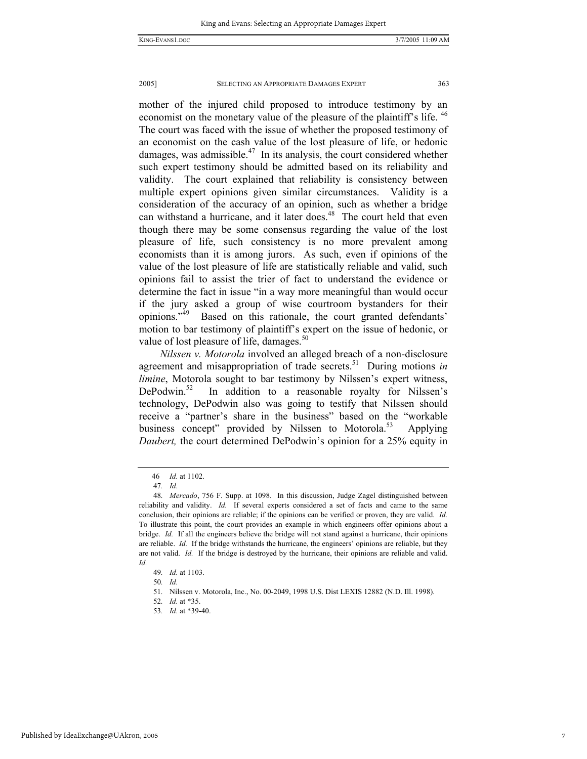mother of the injured child proposed to introduce testimony by an economist on the monetary value of the pleasure of the plaintiff's life. [46] The court was faced with the issue of whether the proposed testimony of an economist on the cash value of the lost pleasure of life, or hedonic damages, was admissible.[47] In its analysis, the court considered whether such expert testimony should be admitted based on its reliability and validity. The court explained that reliability is consistency between multiple expert opinions given similar circumstances. Validity is a consideration of the accuracy of an opinion, such as whether a bridge can withstand a hurricane, and it later does.[48] The court held that even though there may be some consensus regarding the value of the lost pleasure of life, such consistency is no more prevalent among economists than it is among jurors. As such, even if opinions of the value of the lost pleasure of life are statistically reliable and valid, such opinions fail to assist the trier of fact to understand the evidence or determine the fact in issue "in a way more meaningful than would occur if the jury asked a group of wise courtroom bystanders for their opinions."[49] Based on this rationale, the court granted defendants' motion to bar testimony of plaintiff's expert on the issue of hedonic, or value of lost pleasure of life, damages.[50]

*Nilssen v. Motorola* involved an alleged breach of a non-disclosure agreement and misappropriation of trade secrets.[51] During motions *in limine*, Motorola sought to bar testimony by Nilssen's expert witness, DePodwin.[52] In addition to a reasonable royalty for Nilssen's technology, DePodwin also was going to testify that Nilssen should receive a "partner's share in the business" based on the "workable business concept" provided by Nilssen to Motorola.[53] Applying *Daubert,* the court determined DePodwin's opinion for a 25% equity in

---

46. *Id.* at 1102.

47. *Id.*

48. *Mercado*, 756 F. Supp. at 1098. In this discussion, Judge Zagel distinguished between reliability and validity. *Id.* If several experts considered a set of facts and came to the same conclusion, their opinions are reliable; if the opinions can be verified or proven, they are valid. *Id.* To illustrate this point, the court provides an example in which engineers offer opinions about a bridge. *Id.* If all the engineers believe the bridge will not stand against a hurricane, their opinions are reliable. *Id.* If the bridge withstands the hurricane, the engineers' opinions are reliable, but they are not valid. *Id.* If the bridge is destroyed by the hurricane, their opinions are reliable and valid. *Id.*

49. *Id.* at 1103.

50. *Id.*

51. Nilssen v. Motorola, Inc., No. 00-2049, 1998 U.S. Dist LEXIS 12882 (N.D. Ill. 1998).

52. *Id.* at *35.

53. *Id.* at *39-40.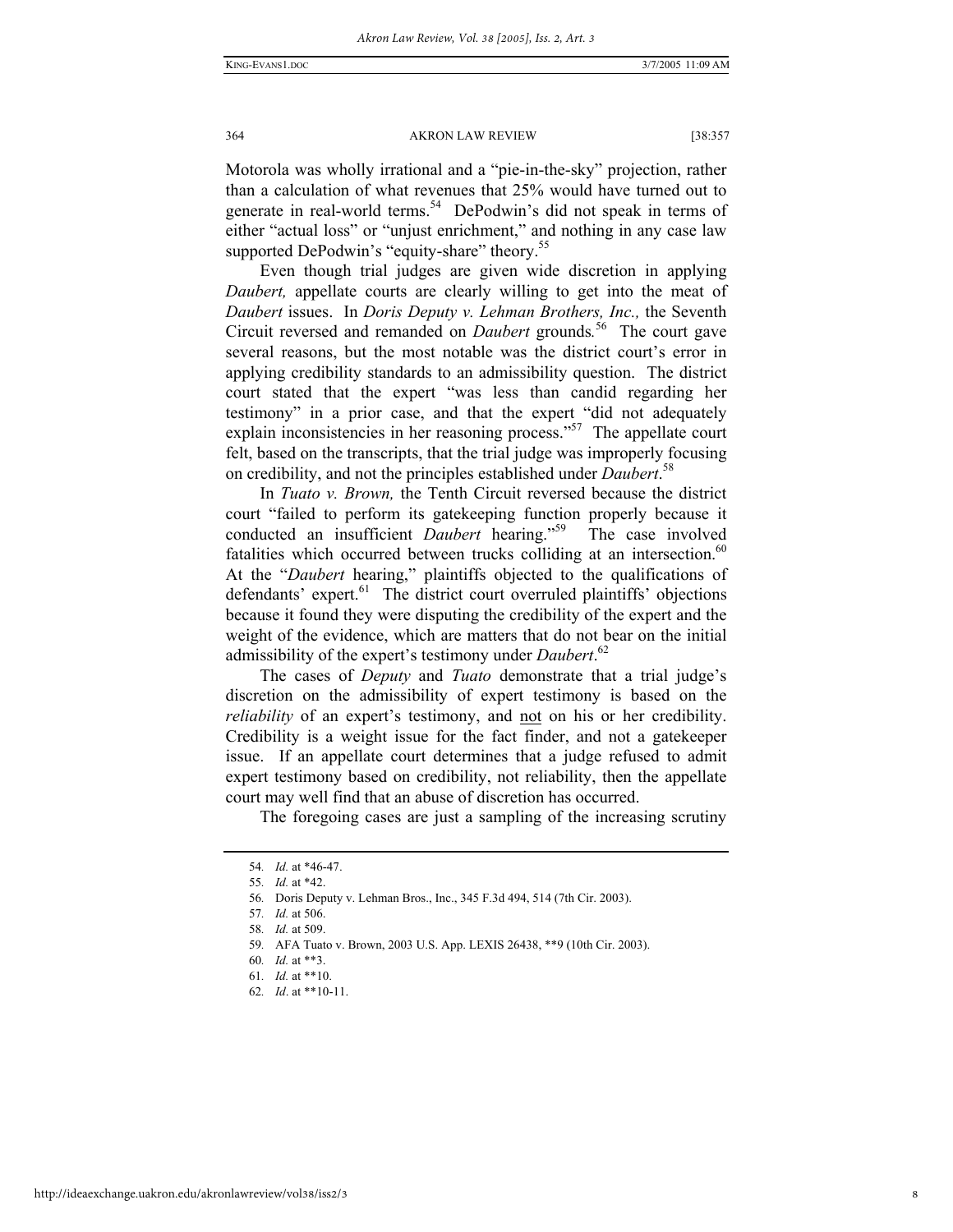Motorola was wholly irrational and a "pie-in-the-sky" projection, rather than a calculation of what revenues that 25% would have turned out to generate in real-world terms.[54] DePodwin's did not speak in terms of either "actual loss" or "unjust enrichment," and nothing in any case law supported DePodwin's "equity-share" theory.[55]

Even though trial judges are given wide discretion in applying *Daubert,* appellate courts are clearly willing to get into the meat of *Daubert* issues. In *Doris Deputy v. Lehman Brothers, Inc.,* the Seventh Circuit reversed and remanded on *Daubert* grounds.[56] The court gave several reasons, but the most notable was the district court's error in applying credibility standards to an admissibility question. The district court stated that the expert "was less than candid regarding her testimony" in a prior case, and that the expert "did not adequately explain inconsistencies in her reasoning process."[57] The appellate court felt, based on the transcripts, that the trial judge was improperly focusing on credibility, and not the principles established under *Daubert*.[58]

In *Tuato v. Brown,* the Tenth Circuit reversed because the district court "failed to perform its gatekeeping function properly because it conducted an insufficient *Daubert* hearing."[59] The case involved fatalities which occurred between trucks colliding at an intersection.[60] At the "*Daubert* hearing," plaintiffs objected to the qualifications of defendants' expert.[61] The district court overruled plaintiffs' objections because it found they were disputing the credibility of the expert and the weight of the evidence, which are matters that do not bear on the initial admissibility of the expert's testimony under *Daubert*.[62]

The cases of *Deputy* and *Tuato* demonstrate that a trial judge's discretion on the admissibility of expert testimony is based on the *reliability* of an expert's testimony, and not on his or her credibility. Credibility is a weight issue for the fact finder, and not a gatekeeper issue. If an appellate court determines that a judge refused to admit expert testimony based on credibility, not reliability, then the appellate court may well find that an abuse of discretion has occurred.

The foregoing cases are just a sampling of the increasing scrutiny

---

54. *Id.* at *46-47.

55. *Id.* at *42.

56. Doris Deputy v. Lehman Bros., Inc., 345 F.3d 494, 514 (7th Cir. 2003).

57. *Id.* at 506.

58. *Id.* at 509.

59. AFA Tuato v. Brown, 2003 U.S. App. LEXIS 26438, **9 (10th Cir. 2003).

60. *Id.* at **3.

61. *Id.* at **10.

62. *Id*. at **10-11.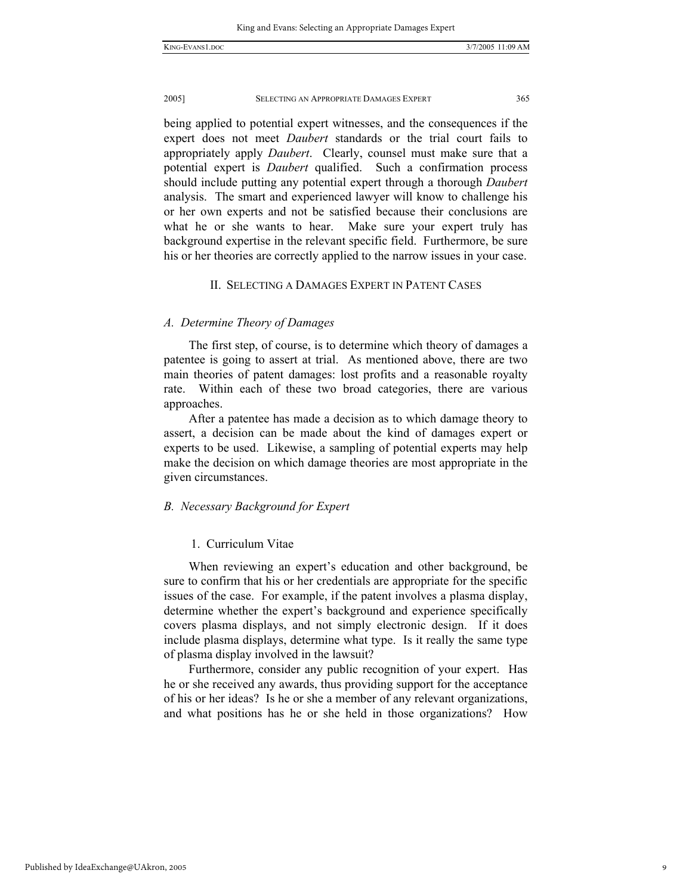being applied to potential expert witnesses, and the consequences if the expert does not meet *Daubert* standards or the trial court fails to appropriately apply *Daubert*. Clearly, counsel must make sure that a potential expert is *Daubert* qualified. Such a confirmation process should include putting any potential expert through a thorough *Daubert* analysis. The smart and experienced lawyer will know to challenge his or her own experts and not be satisfied because their conclusions are what he or she wants to hear. Make sure your expert truly has background expertise in the relevant specific field. Furthermore, be sure his or her theories are correctly applied to the narrow issues in your case.

## II. Selecting a Damages Expert in Patent Cases

### *A. Determine Theory of Damages*

The first step, of course, is to determine which theory of damages a patentee is going to assert at trial. As mentioned above, there are two main theories of patent damages: lost profits and a reasonable royalty rate. Within each of these two broad categories, there are various approaches.

After a patentee has made a decision as to which damage theory to assert, a decision can be made about the kind of damages expert or experts to be used. Likewise, a sampling of potential experts may help make the decision on which damage theories are most appropriate in the given circumstances.

### *B. Necessary Background for Expert*

#### 1. Curriculum Vitae

When reviewing an expert's education and other background, be sure to confirm that his or her credentials are appropriate for the specific issues of the case. For example, if the patent involves a plasma display, determine whether the expert's background and experience specifically covers plasma displays, and not simply electronic design. If it does include plasma displays, determine what type. Is it really the same type of plasma display involved in the lawsuit?

Furthermore, consider any public recognition of your expert. Has he or she received any awards, thus providing support for the acceptance of his or her ideas? Is he or she a member of any relevant organizations, and what positions has he or she held in those organizations? How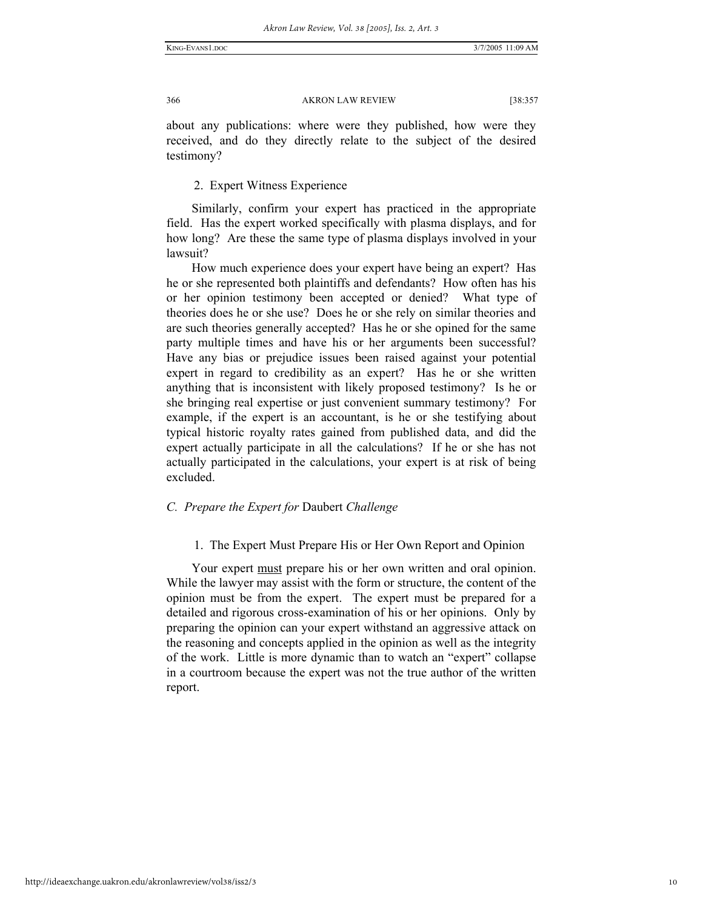about any publications: where were they published, how were they received, and do they directly relate to the subject of the desired testimony?

### 2. Expert Witness Experience

Similarly, confirm your expert has practiced in the appropriate field. Has the expert worked specifically with plasma displays, and for how long? Are these the same type of plasma displays involved in your lawsuit?

How much experience does your expert have being an expert? Has he or she represented both plaintiffs and defendants? How often has his or her opinion testimony been accepted or denied? What type of theories does he or she use? Does he or she rely on similar theories and are such theories generally accepted? Has he or she opined for the same party multiple times and have his or her arguments been successful? Have any bias or prejudice issues been raised against your potential expert in regard to credibility as an expert? Has he or she written anything that is inconsistent with likely proposed testimony? Is he or she bringing real expertise or just convenient summary testimony? For example, if the expert is an accountant, is he or she testifying about typical historic royalty rates gained from published data, and did the expert actually participate in all the calculations? If he or she has not actually participated in the calculations, your expert is at risk of being excluded.

## *C. Prepare the Expert for* Daubert *Challenge*

### 1. The Expert Must Prepare His or Her Own Report and Opinion

Your expert <u>must</u> prepare his or her own written and oral opinion. While the lawyer may assist with the form or structure, the content of the opinion must be from the expert. The expert must be prepared for a detailed and rigorous cross-examination of his or her opinions. Only by preparing the opinion can your expert withstand an aggressive attack on the reasoning and concepts applied in the opinion as well as the integrity of the work. Little is more dynamic than to watch an "expert" collapse in a courtroom because the expert was not the true author of the written report.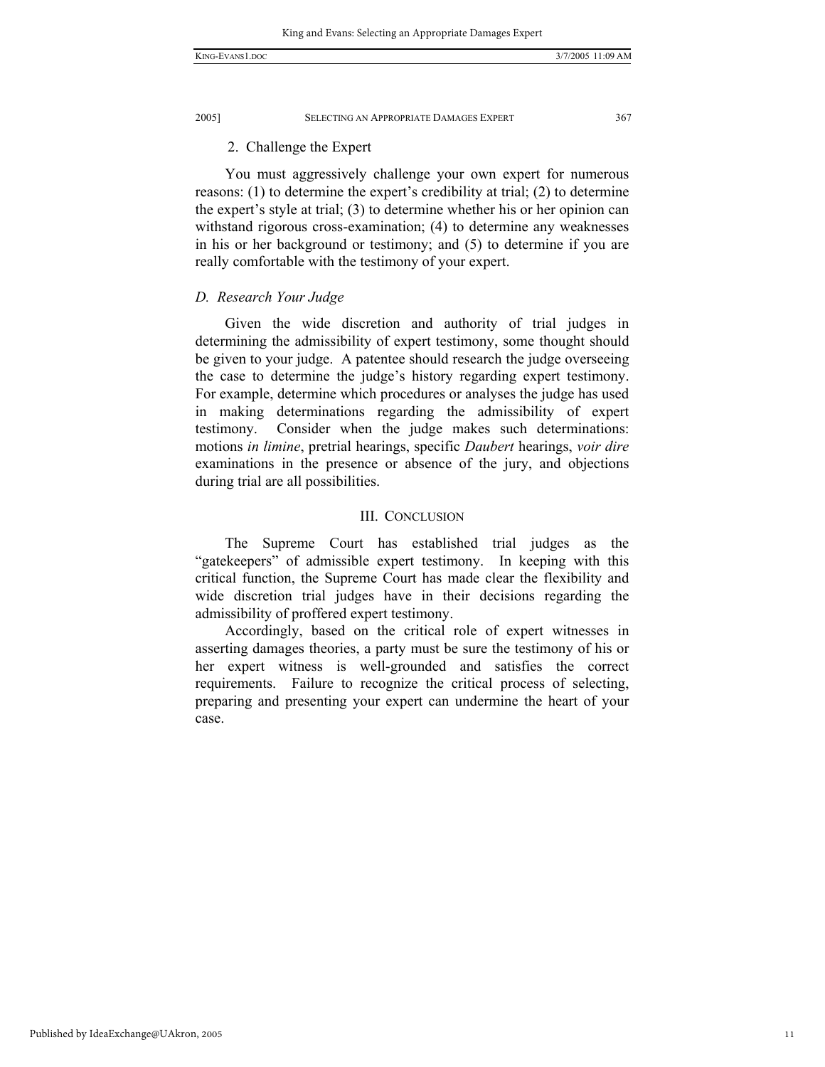### 2. Challenge the Expert

You must aggressively challenge your own expert for numerous reasons: (1) to determine the expert's credibility at trial; (2) to determine the expert's style at trial; (3) to determine whether his or her opinion can withstand rigorous cross-examination; (4) to determine any weaknesses in his or her background or testimony; and (5) to determine if you are really comfortable with the testimony of your expert.

## *D. Research Your Judge*

Given the wide discretion and authority of trial judges in determining the admissibility of expert testimony, some thought should be given to your judge. A patentee should research the judge overseeing the case to determine the judge's history regarding expert testimony. For example, determine which procedures or analyses the judge has used in making determinations regarding the admissibility of expert testimony. Consider when the judge makes such determinations: motions *in limine*, pretrial hearings, specific *Daubert* hearings, *voir dire* examinations in the presence or absence of the jury, and objections during trial are all possibilities.

# III. CONCLUSION

The Supreme Court has established trial judges as the "gatekeepers" of admissible expert testimony. In keeping with this critical function, the Supreme Court has made clear the flexibility and wide discretion trial judges have in their decisions regarding the admissibility of proffered expert testimony.

Accordingly, based on the critical role of expert witnesses in asserting damages theories, a party must be sure the testimony of his or her expert witness is well-grounded and satisfies the correct requirements. Failure to recognize the critical process of selecting, preparing and presenting your expert can undermine the heart of your case.